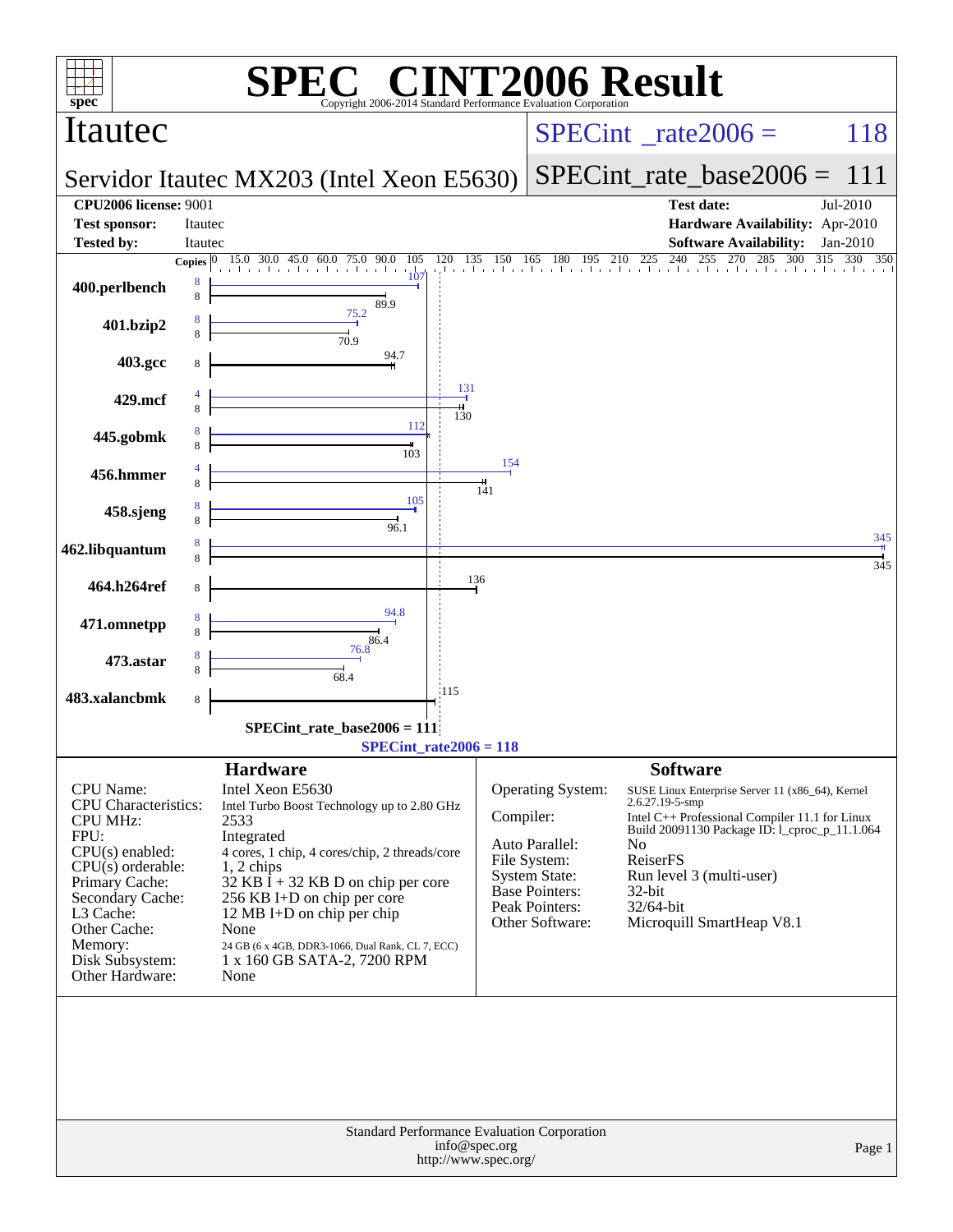# SPEC CINT2006 Result

Copyright 2006-2014 Standard Performance Evaluation Corporation

## Itautec

**Servidor Itautec MX203 (Intel Xeon E5630)**

SPECint_rate2006 = 118

SPECint_rate_base2006 = 111

| | | | |
|---|---|---|---|
| **CPU2006 license:** 9001 | | **Test date:** | Jul-2010 |
| **Test sponsor:** | Itautec | **Hardware Availability:** | Apr-2010 |
| **Tested by:** | Itautec | **Software Availability:** | Jan-2010 |

| Benchmark | Copies (peak) | Peak | Copies (base) | Base |
|---|---|---|---|---|
| 400.perlbench | 8 | 107 | 8 | 89.9 |
| 401.bzip2 | 8 | 75.2 | 8 | 70.9 |
| 403.gcc | | | 8 | 94.7 |
| 429.mcf | 4 | 131 | 8 | 130 |
| 445.gobmk | 8 | 112 | 8 | 103 |
| 456.hmmer | 4 | 154 | 8 | 141 |
| 458.sjeng | 8 | 105 | 8 | 96.1 |
| 462.libquantum | 8 | 345 | 8 | 345 |
| 464.h264ref | | | 8 | 136 |
| 471.omnetpp | 8 | 94.8 | 8 | 86.4 |
| 473.astar | 8 | 76.8 | 8 | 68.4 |
| 483.xalancbmk | | | 8 | 115 |

SPECint_rate_base2006 = 111

SPECint_rate2006 = 118

## Hardware

| | |
|---|---|
| CPU Name: | Intel Xeon E5630 |
| CPU Characteristics: | Intel Turbo Boost Technology up to 2.80 GHz |
| CPU MHz: | 2533 |
| FPU: | Integrated |
| CPU(s) enabled: | 4 cores, 1 chip, 4 cores/chip, 2 threads/core |
| CPU(s) orderable: | 1, 2 chips |
| Primary Cache: | 32 KB I + 32 KB D on chip per core |
| Secondary Cache: | 256 KB I+D on chip per core |
| L3 Cache: | 12 MB I+D on chip per chip |
| Other Cache: | None |
| Memory: | 24 GB (6 x 4GB, DDR3-1066, Dual Rank, CL 7, ECC) |
| Disk Subsystem: | 1 x 160 GB SATA-2, 7200 RPM |
| Other Hardware: | None |

## Software

| | |
|---|---|
| Operating System: | SUSE Linux Enterprise Server 11 (x86_64), Kernel 2.6.27.19-5-smp |
| Compiler: | Intel C++ Professional Compiler 11.1 for Linux Build 20091130 Package ID: l_cproc_p_11.1.064 |
| Auto Parallel: | No |
| File System: | ReiserFS |
| System State: | Run level 3 (multi-user) |
| Base Pointers: | 32-bit |
| Peak Pointers: | 32/64-bit |
| Other Software: | Microquill SmartHeap V8.1 |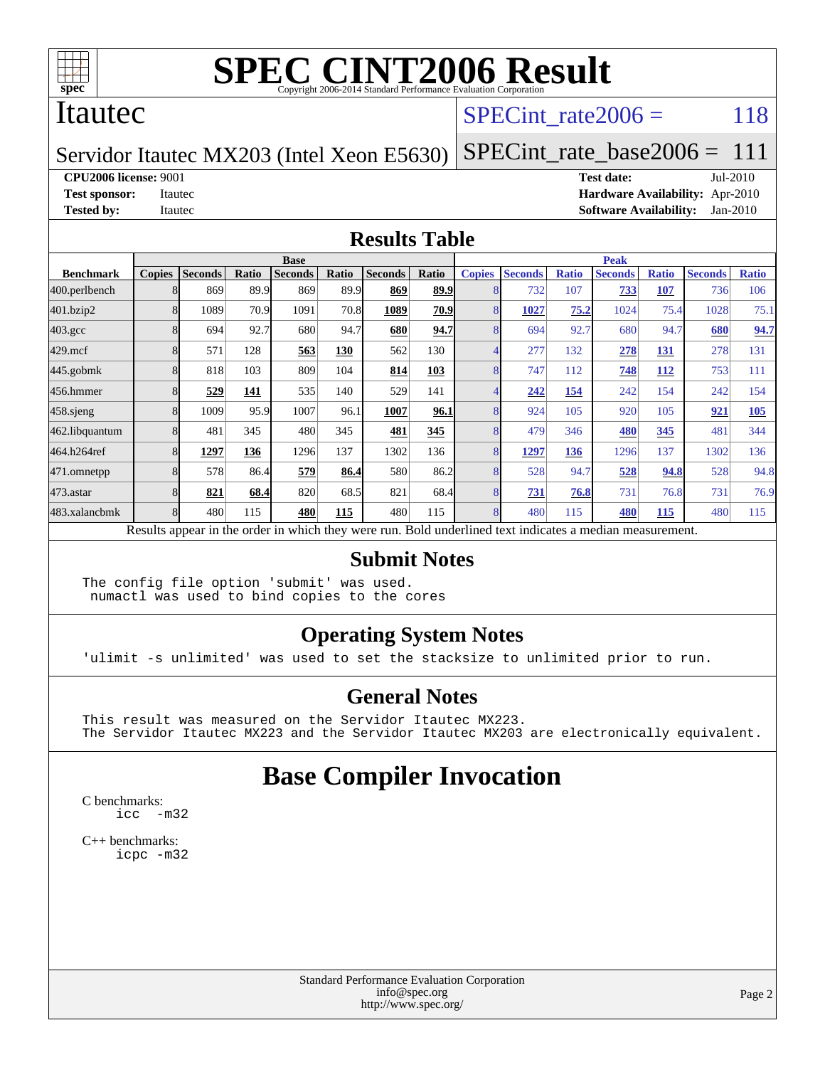# SPEC CINT2006 Result

Copyright 2006-2014 Standard Performance Evaluation Corporation

## Itautec

**Servidor Itautec MX203 (Intel Xeon E5630)**

SPECint_rate2006 = 118

SPECint_rate_base2006 = 111

**CPU2006 license:** 9001
**Test sponsor:** Itautec
**Tested by:** Itautec

**Test date:** Jul-2010
**Hardware Availability:** Apr-2010
**Software Availability:** Jan-2010

## Results Table

| Benchmark | Base | | | | | | | Peak | | | | | | |
|---|---|---|---|---|---|---|---|---|---|---|---|---|---|---|
| | Copies | Seconds | Ratio | Seconds | Ratio | Seconds | Ratio | Copies | Seconds | Ratio | Seconds | Ratio | Seconds | Ratio |
| 400.perlbench | 8 | 869 | 89.9 | 869 | 89.9 | **869** | **89.9** | 8 | 732 | 107 | **733** | **107** | 736 | 106 |
| 401.bzip2 | 8 | 1089 | 70.9 | 1091 | 70.8 | **1089** | **70.9** | 8 | **1027** | **75.2** | 1024 | 75.4 | 1028 | 75.1 |
| 403.gcc | 8 | 694 | 92.7 | 680 | 94.7 | **680** | **94.7** | 8 | 694 | 92.7 | 680 | 94.7 | **680** | **94.7** |
| 429.mcf | 8 | 571 | 128 | **563** | **130** | 562 | 130 | 4 | 277 | 132 | **278** | **131** | 278 | 131 |
| 445.gobmk | 8 | 818 | 103 | 809 | 104 | **814** | **103** | 8 | 747 | 112 | **748** | **112** | 753 | 111 |
| 456.hmmer | 8 | **529** | **141** | 535 | 140 | 529 | 141 | 4 | **242** | **154** | 242 | 154 | 242 | 154 |
| 458.sjeng | 8 | 1009 | 95.9 | 1007 | 96.1 | **1007** | **96.1** | 8 | 924 | 105 | 920 | 105 | **921** | **105** |
| 462.libquantum | 8 | 481 | 345 | 480 | 345 | **481** | **345** | 8 | 479 | 346 | **480** | **345** | 481 | 344 |
| 464.h264ref | 8 | **1297** | **136** | 1296 | 137 | 1302 | 136 | 8 | **1297** | **136** | 1296 | 137 | 1302 | 136 |
| 471.omnetpp | 8 | 578 | 86.4 | **579** | **86.4** | 580 | 86.2 | 8 | 528 | 94.7 | **528** | **94.8** | 528 | 94.8 |
| 473.astar | 8 | **821** | **68.4** | 820 | 68.5 | 821 | 68.4 | 8 | **731** | **76.8** | 731 | 76.8 | 731 | 76.9 |
| 483.xalancbmk | 8 | 480 | 115 | **480** | **115** | 480 | 115 | 8 | 480 | 115 | **480** | **115** | 480 | 115 |

Results appear in the order in which they were run. Bold underlined text indicates a median measurement.

## Submit Notes

```
The config file option 'submit' was used.
 numactl was used to bind copies to the cores
```

## Operating System Notes

```
'ulimit -s unlimited' was used to set the stacksize to unlimited prior to run.
```

## General Notes

```
This result was measured on the Servidor Itautec MX223.
The Servidor Itautec MX223 and the Servidor Itautec MX203 are electronically equivalent.
```

# Base Compiler Invocation

C benchmarks:
```
icc  -m32
```

C++ benchmarks:
```
icpc -m32
```

Standard Performance Evaluation Corporation
info@spec.org
http://www.spec.org/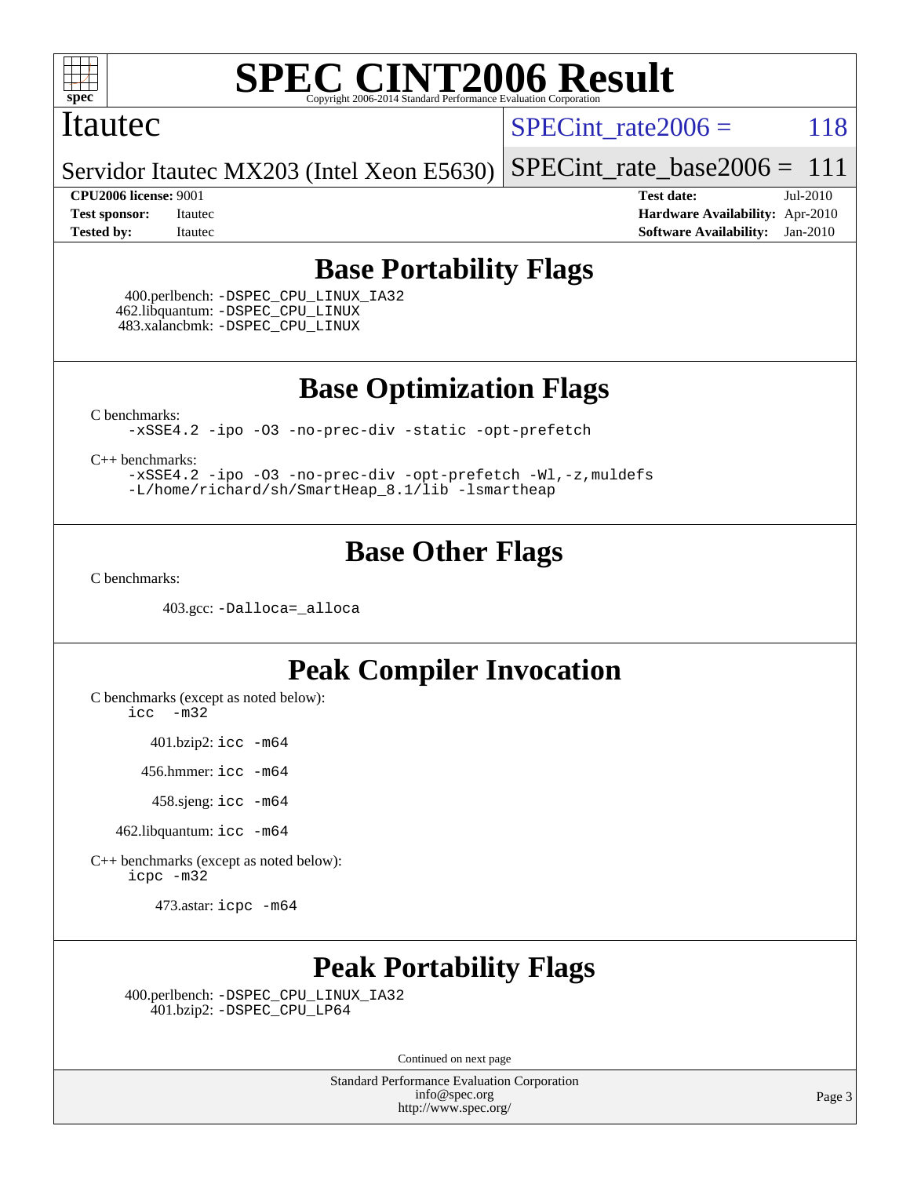# SPEC CINT2006 Result

Copyright 2006-2014 Standard Performance Evaluation Corporation

## Itautec

**SPECint_rate2006 = 118**

Servidor Itautec MX203 (Intel Xeon E5630)

**SPECint_rate_base2006 = 111**

**CPU2006 license:** 9001
**Test sponsor:** Itautec
**Tested by:** Itautec

**Test date:** Jul-2010
**Hardware Availability:** Apr-2010
**Software Availability:** Jan-2010

## Base Portability Flags

400.perlbench: `-DSPEC_CPU_LINUX_IA32`
462.libquantum: `-DSPEC_CPU_LINUX`
483.xalancbmk: `-DSPEC_CPU_LINUX`

## Base Optimization Flags

C benchmarks:

```
-xSSE4.2 -ipo -O3 -no-prec-div -static -opt-prefetch
```

C++ benchmarks:

```
-xSSE4.2 -ipo -O3 -no-prec-div -opt-prefetch -Wl,-z,muldefs
-L/home/richard/sh/SmartHeap_8.1/lib -lsmartheap
```

## Base Other Flags

C benchmarks:

403.gcc: `-Dalloca=_alloca`

## Peak Compiler Invocation

C benchmarks (except as noted below):
`icc -m32`

401.bzip2: `icc -m64`

456.hmmer: `icc -m64`

458.sjeng: `icc -m64`

462.libquantum: `icc -m64`

C++ benchmarks (except as noted below):
`icpc -m32`

473.astar: `icpc -m64`

## Peak Portability Flags

400.perlbench: `-DSPEC_CPU_LINUX_IA32`
401.bzip2: `-DSPEC_CPU_LP64`

Continued on next page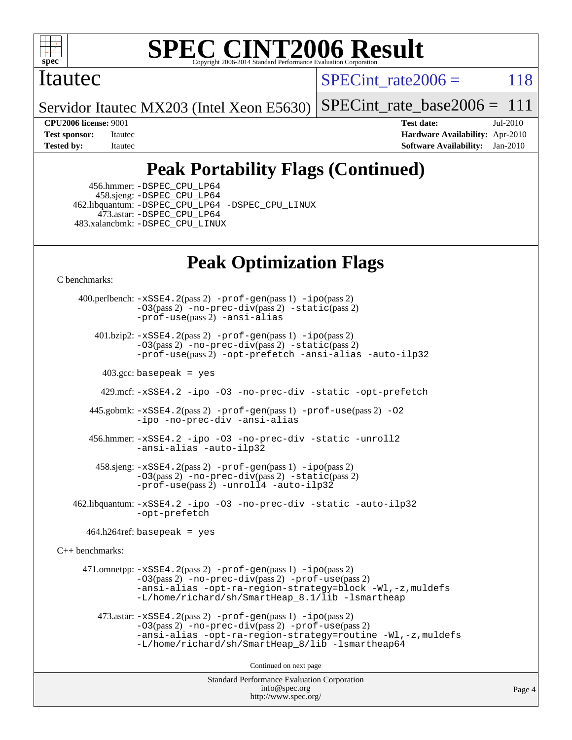## Peak Portability Flags (Continued)

456.hmmer: -DSPEC_CPU_LP64
458.sjeng: -DSPEC_CPU_LP64
462.libquantum: -DSPEC_CPU_LP64 -DSPEC_CPU_LINUX
473.astar: -DSPEC_CPU_LP64
483.xalancbmk: -DSPEC_CPU_LINUX

## Peak Optimization Flags

C benchmarks:

400.perlbench: -xSSE4.2(pass 2) -prof-gen(pass 1) -ipo(pass 2) -O3(pass 2) -no-prec-div(pass 2) -static(pass 2) -prof-use(pass 2) -ansi-alias

401.bzip2: -xSSE4.2(pass 2) -prof-gen(pass 1) -ipo(pass 2) -O3(pass 2) -no-prec-div(pass 2) -static(pass 2) -prof-use(pass 2) -opt-prefetch -ansi-alias -auto-ilp32

403.gcc: basepeak = yes

429.mcf: -xSSE4.2 -ipo -O3 -no-prec-div -static -opt-prefetch

445.gobmk: -xSSE4.2(pass 2) -prof-gen(pass 1) -prof-use(pass 2) -O2 -ipo -no-prec-div -ansi-alias

456.hmmer: -xSSE4.2 -ipo -O3 -no-prec-div -static -unroll2 -ansi-alias -auto-ilp32

458.sjeng: -xSSE4.2(pass 2) -prof-gen(pass 1) -ipo(pass 2) -O3(pass 2) -no-prec-div(pass 2) -static(pass 2) -prof-use(pass 2) -unroll4 -auto-ilp32

462.libquantum: -xSSE4.2 -ipo -O3 -no-prec-div -static -auto-ilp32 -opt-prefetch

464.h264ref: basepeak = yes

C++ benchmarks:

471.omnetpp: -xSSE4.2(pass 2) -prof-gen(pass 1) -ipo(pass 2) -O3(pass 2) -no-prec-div(pass 2) -prof-use(pass 2) -ansi-alias -opt-ra-region-strategy=block -Wl,-z,muldefs -L/home/richard/sh/SmartHeap_8.1/lib -lsmartheap

473.astar: -xSSE4.2(pass 2) -prof-gen(pass 1) -ipo(pass 2) -O3(pass 2) -no-prec-div(pass 2) -prof-use(pass 2) -ansi-alias -opt-ra-region-strategy=routine -Wl,-z,muldefs -L/home/richard/sh/SmartHeap_8/lib -lsmartheap64

Continued on next page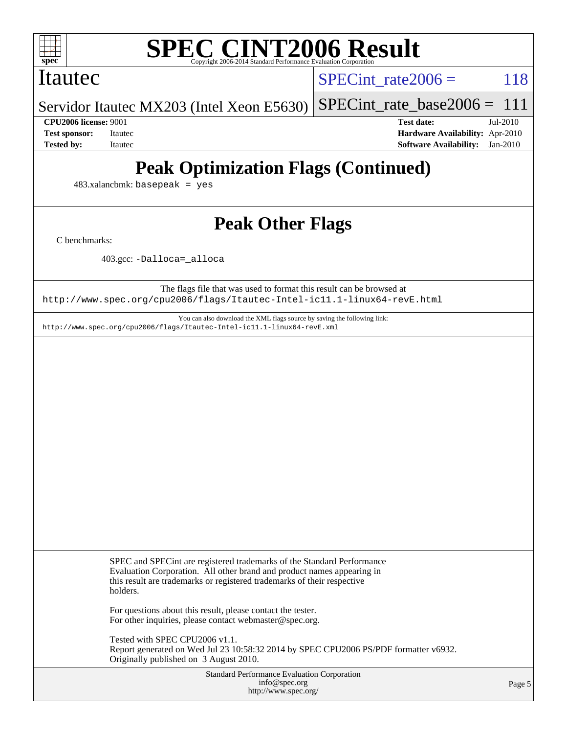# Peak Optimization Flags (Continued)

483.xalancbmk: basepeak = yes

# Peak Other Flags

C benchmarks:

403.gcc: -Dalloca=_alloca

The flags file that was used to format this result can be browsed at
http://www.spec.org/cpu2006/flags/Itautec-Intel-ic11.1-linux64-revE.html

You can also download the XML flags source by saving the following link:
http://www.spec.org/cpu2006/flags/Itautec-Intel-ic11.1-linux64-revE.xml

SPEC and SPECint are registered trademarks of the Standard Performance Evaluation Corporation. All other brand and product names appearing in this result are trademarks or registered trademarks of their respective holders.

For questions about this result, please contact the tester.
For other inquiries, please contact webmaster@spec.org.

Tested with SPEC CPU2006 v1.1.
Report generated on Wed Jul 23 10:58:32 2014 by SPEC CPU2006 PS/PDF formatter v6932.
Originally published on 3 August 2010.